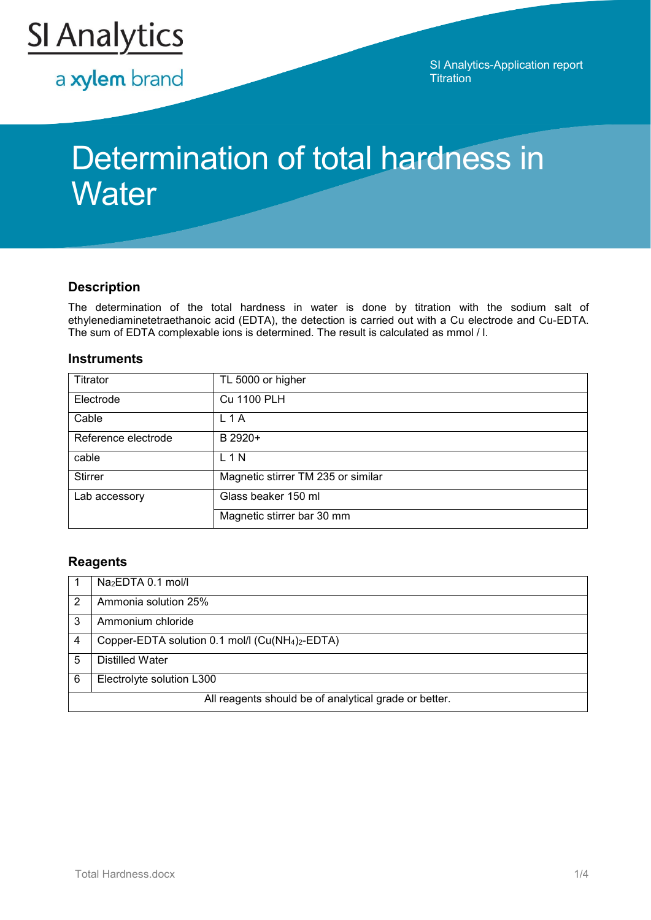SI Analytics

a xylem brand

SI Analytics-Application report
Titration

# Determination of total hardness in Water

## Description

The determination of the total hardness in water is done by titration with the sodium salt of ethylenediaminetetraethanoic acid (EDTA), the detection is carried out with a Cu electrode and Cu-EDTA. The sum of EDTA complexable ions is determined. The result is calculated as mmol / l.

## Instruments

| | |
|---|---|
| Titrator | TL 5000 or higher |
| Electrode | Cu 1100 PLH |
| Cable | L 1 A |
| Reference electrode | B 2920+ |
| cable | L 1 N |
| Stirrer | Magnetic stirrer TM 235 or similar |
| Lab accessory | Glass beaker 150 ml |
| | Magnetic stirrer bar 30 mm |

## Reagents

| | |
|---|---|
| 1 | $Na_2EDTA$ 0.1 mol/l |
| 2 | Ammonia solution 25% |
| 3 | Ammonium chloride |
| 4 | Copper-EDTA solution 0.1 mol/l ($Cu(NH_4)_2$-EDTA) |
| 5 | Distilled Water |
| 6 | Electrolyte solution L300 |
| All reagents should be of analytical grade or better. | |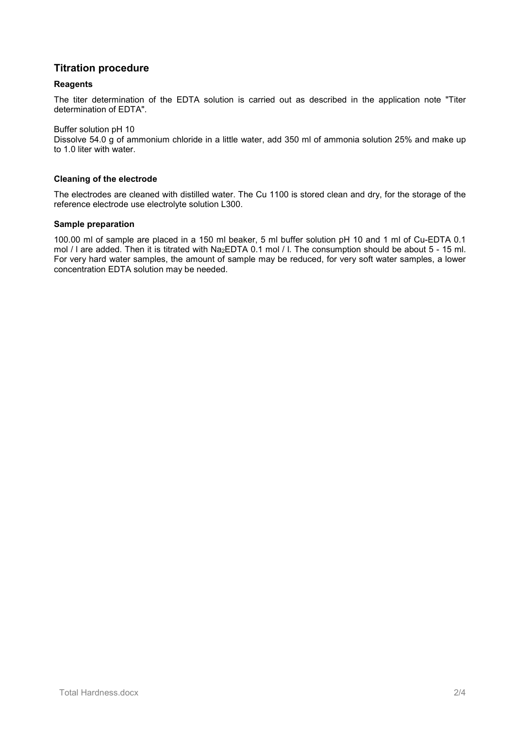## Titration procedure

### Reagents

The titer determination of the EDTA solution is carried out as described in the application note "Titer determination of EDTA".

Buffer solution pH 10
Dissolve 54.0 g of ammonium chloride in a little water, add 350 ml of ammonia solution 25% and make up to 1.0 liter with water.

### Cleaning of the electrode

The electrodes are cleaned with distilled water. The Cu 1100 is stored clean and dry, for the storage of the reference electrode use electrolyte solution L300.

### Sample preparation

100.00 ml of sample are placed in a 150 ml beaker, 5 ml buffer solution pH 10 and 1 ml of Cu-EDTA 0.1 mol / l are added. Then it is titrated with $Na_2EDTA$ 0.1 mol / l. The consumption should be about 5 - 15 ml. For very hard water samples, the amount of sample may be reduced, for very soft water samples, a lower concentration EDTA solution may be needed.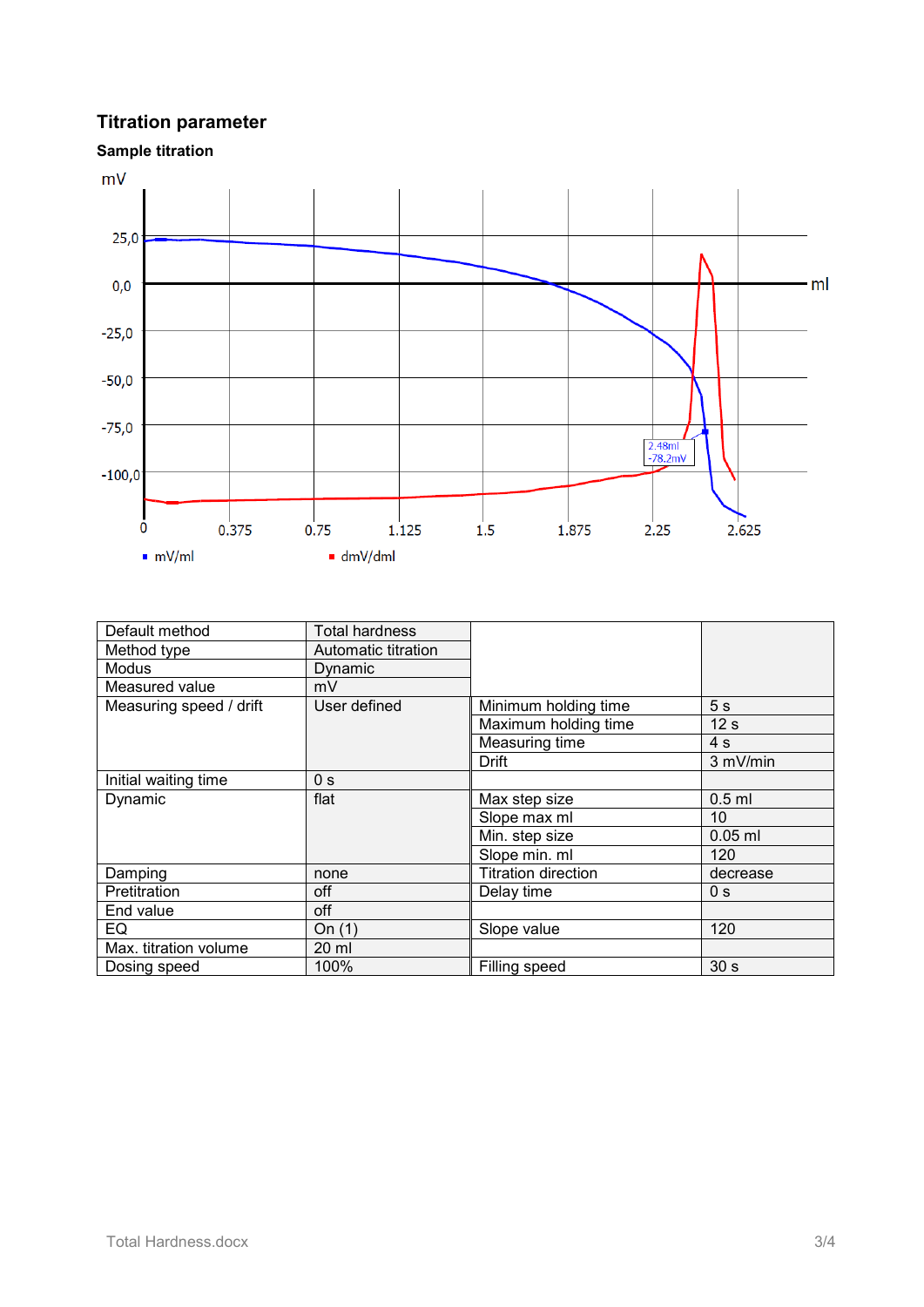## Titration parameter

### Sample titration

| Default method | Total hardness | | |
|---|---|---|---|
| Method type | Automatic titration | | |
| Modus | Dynamic | | |
| Measured value | mV | | |
| Measuring speed / drift | User defined | Minimum holding time | 5 s |
| | | Maximum holding time | 12 s |
| | | Measuring time | 4 s |
| | | Drift | 3 mV/min |
| Initial waiting time | 0 s | | |
| Dynamic | flat | Max step size | 0.5 ml |
| | | Slope max ml | 10 |
| | | Min. step size | 0.05 ml |
| | | Slope min. ml | 120 |
| Damping | none | Titration direction | decrease |
| Pretitration | off | Delay time | 0 s |
| End value | off | | |
| EQ | On (1) | Slope value | 120 |
| Max. titration volume | 20 ml | | |
| Dosing speed | 100% | Filling speed | 30 s |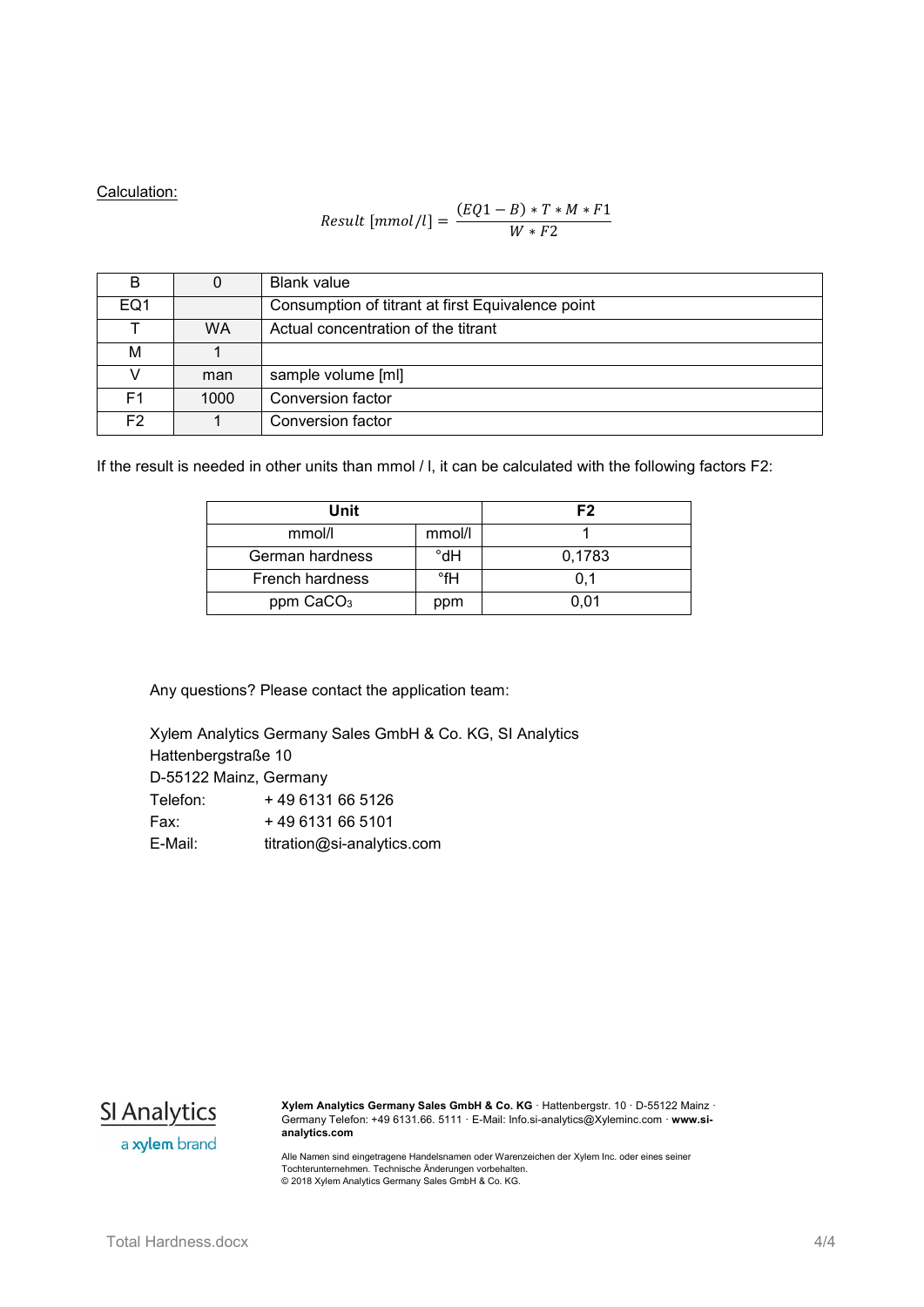Calculation:

$$Result\ [mmol/l] = \frac{(EQ1 - B) * T * M * F1}{W * F2}$$

| | | |
|---|---|---|
| B | 0 | Blank value |
| EQ1 | | Consumption of titrant at first Equivalence point |
| T | WA | Actual concentration of the titrant |
| M | 1 | |
| V | man | sample volume [ml] |
| F1 | 1000 | Conversion factor |
| F2 | 1 | Conversion factor |

If the result is needed in other units than mmol / l, it can be calculated with the following factors F2:

| Unit | | F2 |
|---|---|---|
| mmol/l | mmol/l | 1 |
| German hardness | °dH | 0,1783 |
| French hardness | °fH | 0,1 |
| ppm $CaCO_3$ | ppm | 0,01 |

Any questions? Please contact the application team:

Xylem Analytics Germany Sales GmbH & Co. KG, SI Analytics
Hattenbergstraße 10
D-55122 Mainz, Germany
Telefon: + 49 6131 66 5126
Fax: + 49 6131 66 5101
E-Mail: titration@si-analytics.com

SI Analytics
a xylem brand

**Xylem Analytics Germany Sales GmbH & Co. KG** · Hattenbergstr. 10 · D-55122 Mainz · Germany Telefon: +49 6131.66. 5111 · E-Mail: Info.si-analytics@Xyleminc.com · **www.si-analytics.com**

Alle Namen sind eingetragene Handelsnamen oder Warenzeichen der Xylem Inc. oder eines seiner Tochterunternehmen. Technische Änderungen vorbehalten.
© 2018 Xylem Analytics Germany Sales GmbH & Co. KG.